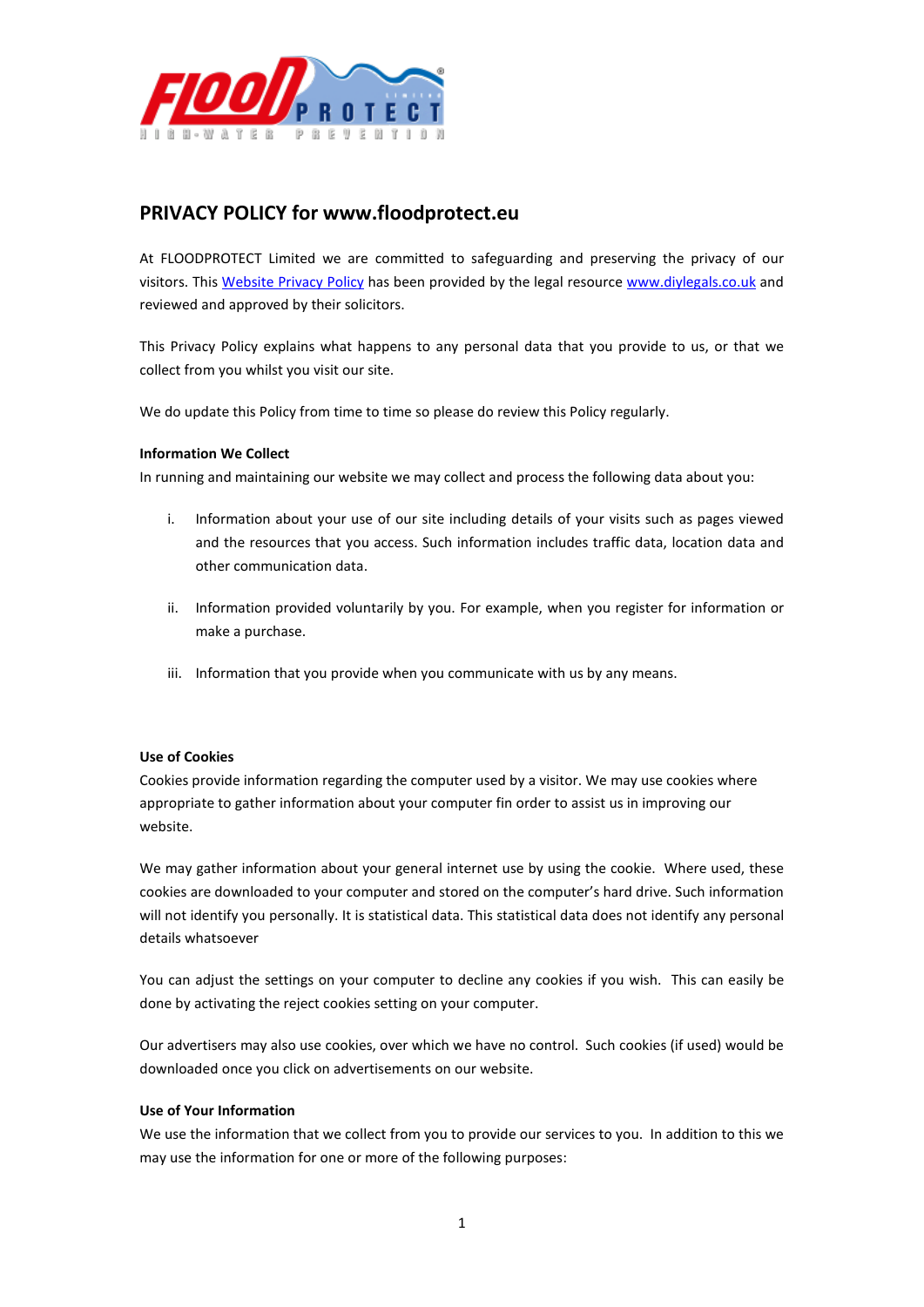# PRIVACY POLICY for www.floodprotect.eu

At FLOODPROTECT Limited we are committed to safeguarding and preserving the privacy of our visitors. This Website Privacy Policy has been provided by the legal resource www.diylegals.co.uk and reviewed and approved by their solicitors.

This Privacy Policy explains what happens to any personal data that you provide to us, or that we collect from you whilst you visit our site.

We do update this Policy from time to time so please do review this Policy regularly.

**Information We Collect**

In running and maintaining our website we may collect and process the following data about you:

i. Information about your use of our site including details of your visits such as pages viewed and the resources that you access. Such information includes traffic data, location data and other communication data.

ii. Information provided voluntarily by you. For example, when you register for information or make a purchase.

iii. Information that you provide when you communicate with us by any means.

**Use of Cookies**

Cookies provide information regarding the computer used by a visitor. We may use cookies where appropriate to gather information about your computer fin order to assist us in improving our website.

We may gather information about your general internet use by using the cookie. Where used, these cookies are downloaded to your computer and stored on the computer's hard drive. Such information will not identify you personally. It is statistical data. This statistical data does not identify any personal details whatsoever

You can adjust the settings on your computer to decline any cookies if you wish. This can easily be done by activating the reject cookies setting on your computer.

Our advertisers may also use cookies, over which we have no control. Such cookies (if used) would be downloaded once you click on advertisements on our website.

**Use of Your Information**

We use the information that we collect from you to provide our services to you. In addition to this we may use the information for one or more of the following purposes: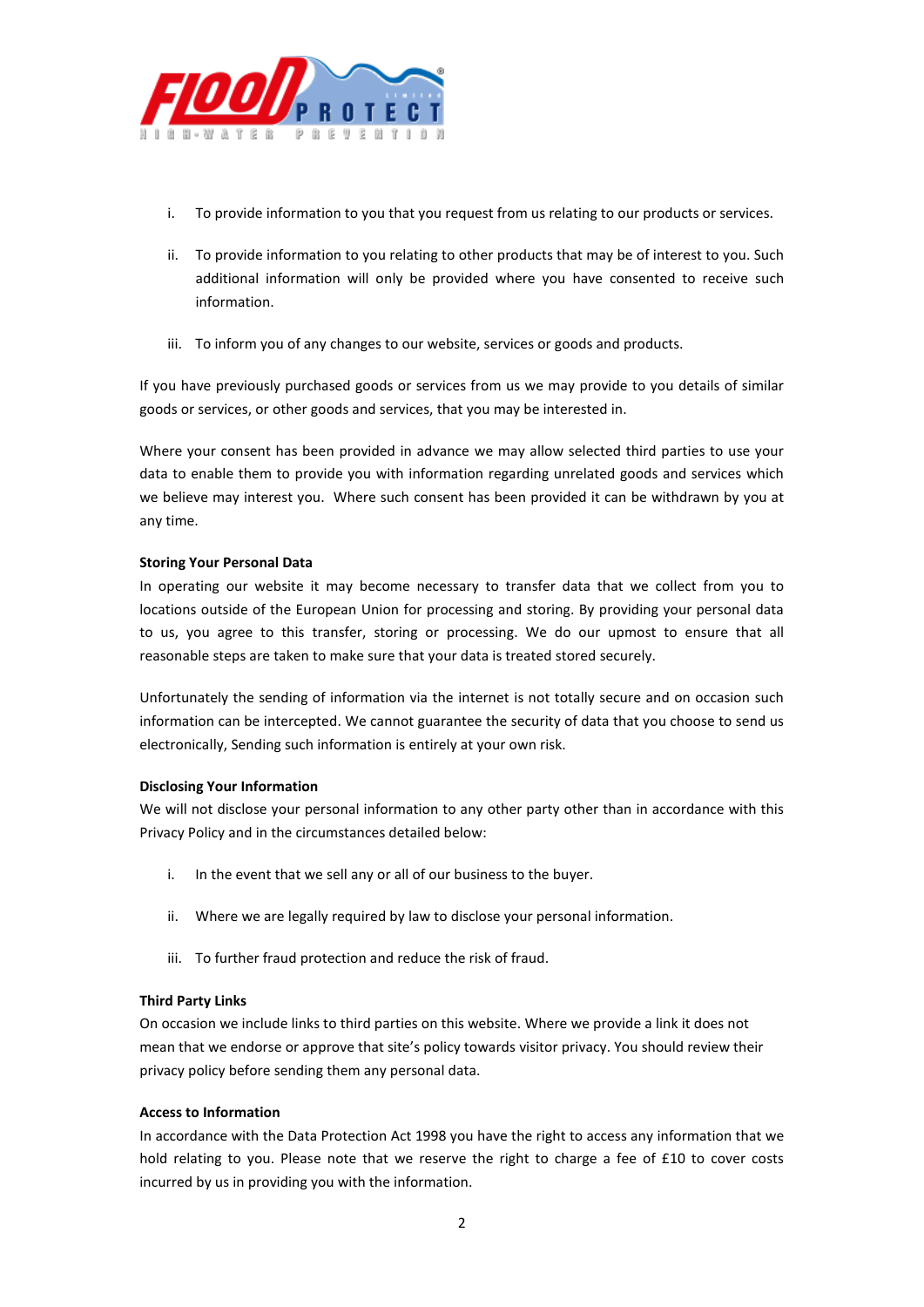i. To provide information to you that you request from us relating to our products or services.

ii. To provide information to you relating to other products that may be of interest to you. Such additional information will only be provided where you have consented to receive such information.

iii. To inform you of any changes to our website, services or goods and products.

If you have previously purchased goods or services from us we may provide to you details of similar goods or services, or other goods and services, that you may be interested in.

Where your consent has been provided in advance we may allow selected third parties to use your data to enable them to provide you with information regarding unrelated goods and services which we believe may interest you. Where such consent has been provided it can be withdrawn by you at any time.

**Storing Your Personal Data**

In operating our website it may become necessary to transfer data that we collect from you to locations outside of the European Union for processing and storing. By providing your personal data to us, you agree to this transfer, storing or processing. We do our upmost to ensure that all reasonable steps are taken to make sure that your data is treated stored securely.

Unfortunately the sending of information via the internet is not totally secure and on occasion such information can be intercepted. We cannot guarantee the security of data that you choose to send us electronically, Sending such information is entirely at your own risk.

**Disclosing Your Information**

We will not disclose your personal information to any other party other than in accordance with this Privacy Policy and in the circumstances detailed below:

i. In the event that we sell any or all of our business to the buyer.

ii. Where we are legally required by law to disclose your personal information.

iii. To further fraud protection and reduce the risk of fraud.

**Third Party Links**

On occasion we include links to third parties on this website. Where we provide a link it does not mean that we endorse or approve that site's policy towards visitor privacy. You should review their privacy policy before sending them any personal data.

**Access to Information**

In accordance with the Data Protection Act 1998 you have the right to access any information that we hold relating to you. Please note that we reserve the right to charge a fee of £10 to cover costs incurred by us in providing you with the information.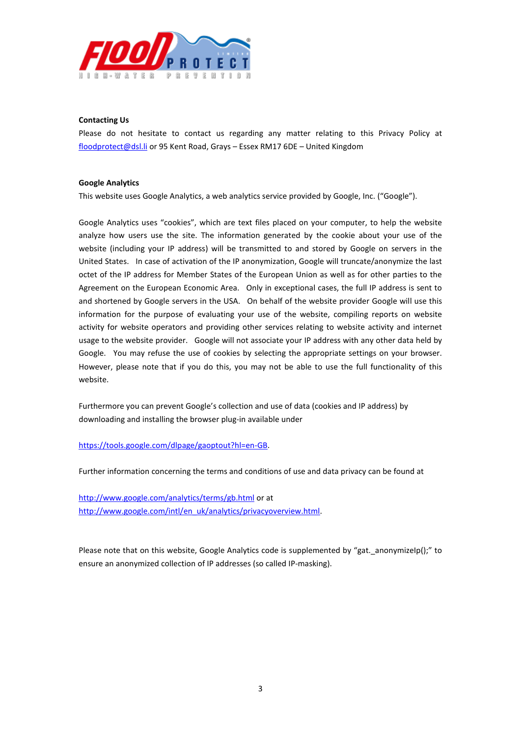**Contacting Us**

Please do not hesitate to contact us regarding any matter relating to this Privacy Policy at floodprotect@dsl.li or 95 Kent Road, Grays – Essex RM17 6DE – United Kingdom

**Google Analytics**

This website uses Google Analytics, a web analytics service provided by Google, Inc. ("Google").

Google Analytics uses "cookies", which are text files placed on your computer, to help the website analyze how users use the site. The information generated by the cookie about your use of the website (including your IP address) will be transmitted to and stored by Google on servers in the United States. In case of activation of the IP anonymization, Google will truncate/anonymize the last octet of the IP address for Member States of the European Union as well as for other parties to the Agreement on the European Economic Area. Only in exceptional cases, the full IP address is sent to and shortened by Google servers in the USA. On behalf of the website provider Google will use this information for the purpose of evaluating your use of the website, compiling reports on website activity for website operators and providing other services relating to website activity and internet usage to the website provider. Google will not associate your IP address with any other data held by Google. You may refuse the use of cookies by selecting the appropriate settings on your browser. However, please note that if you do this, you may not be able to use the full functionality of this website.

Furthermore you can prevent Google's collection and use of data (cookies and IP address) by downloading and installing the browser plug-in available under

https://tools.google.com/dlpage/gaoptout?hl=en-GB.

Further information concerning the terms and conditions of use and data privacy can be found at

http://www.google.com/analytics/terms/gb.html or at
http://www.google.com/intl/en_uk/analytics/privacyoverview.html.

Please note that on this website, Google Analytics code is supplemented by "gat._anonymizeIp();" to ensure an anonymized collection of IP addresses (so called IP-masking).